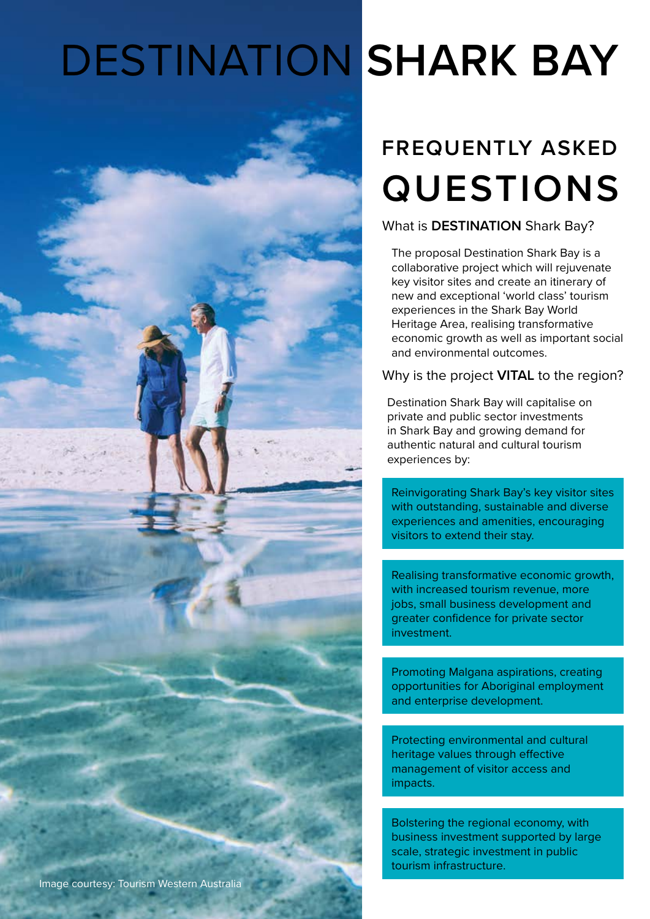# DESTINATION SHARK BAY

## FREQUENTLY ASKED QUESTIONS

### What is **DESTINATION** Shark Bay?

The proposal Destination Shark Bay is a collaborative project which will rejuvenate key visitor sites and create an itinerary of new and exceptional 'world class' tourism experiences in the Shark Bay World Heritage Area, realising transformative economic growth as well as important social and environmental outcomes.

### Why is the project **VITAL** to the region?

Destination Shark Bay will capitalise on private and public sector investments in Shark Bay and growing demand for authentic natural and cultural tourism experiences by:

- Reinvigorating Shark Bay's key visitor sites with outstanding, sustainable and diverse experiences and amenities, encouraging visitors to extend their stay.
- Realising transformative economic growth, with increased tourism revenue, more jobs, small business development and greater confidence for private sector investment.
- Promoting Malgana aspirations, creating opportunities for Aboriginal employment and enterprise development.
- Protecting environmental and cultural heritage values through effective management of visitor access and impacts.
- Bolstering the regional economy, with business investment supported by large scale, strategic investment in public tourism infrastructure.

Image courtesy: Tourism Western Australia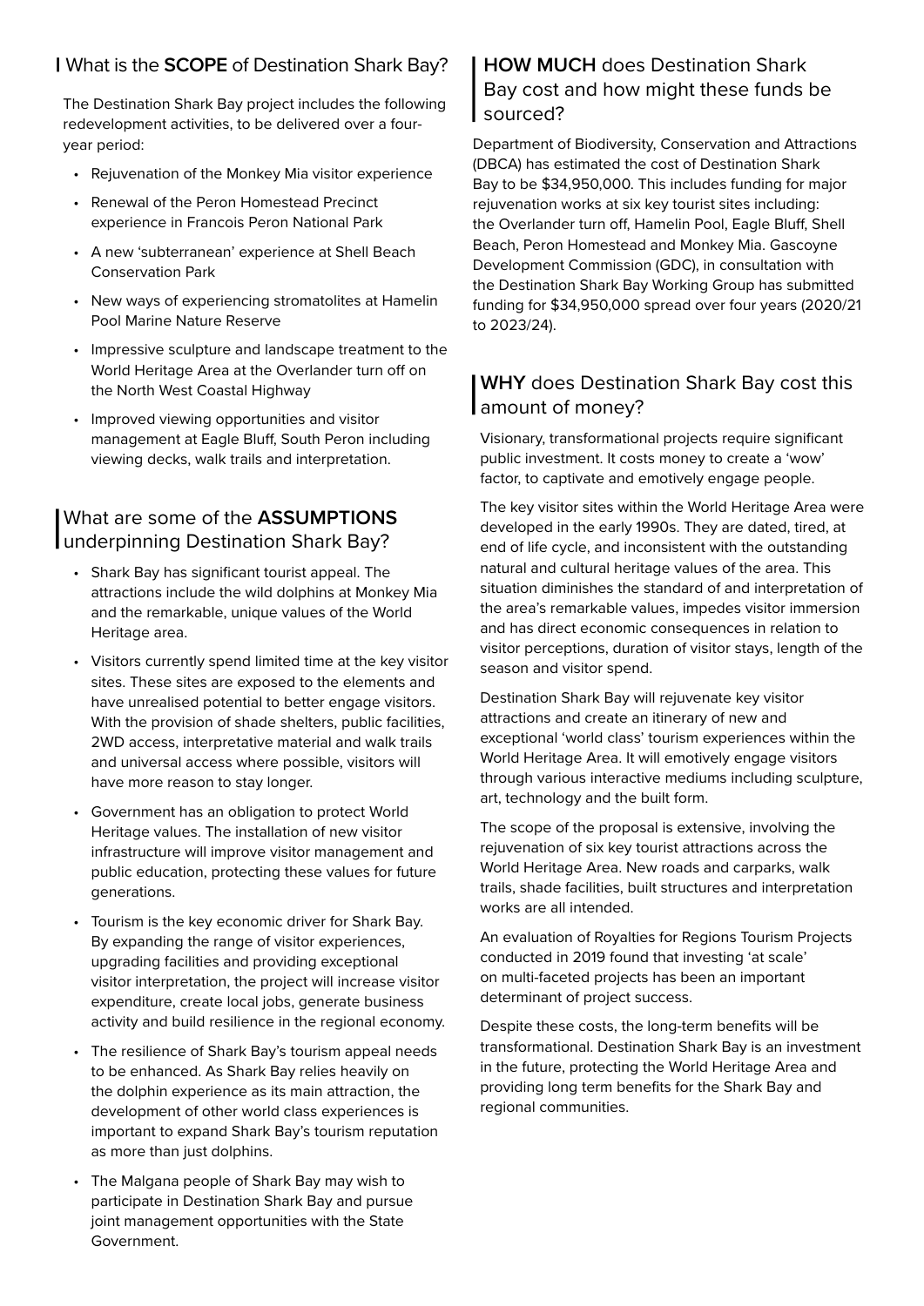## What is the **SCOPE** of Destination Shark Bay?

The Destination Shark Bay project includes the following redevelopment activities, to be delivered over a four-year period:

- Rejuvenation of the Monkey Mia visitor experience
- Renewal of the Peron Homestead Precinct experience in Francois Peron National Park
- A new 'subterranean' experience at Shell Beach Conservation Park
- New ways of experiencing stromatolites at Hamelin Pool Marine Nature Reserve
- Impressive sculpture and landscape treatment to the World Heritage Area at the Overlander turn off on the North West Coastal Highway
- Improved viewing opportunities and visitor management at Eagle Bluff, South Peron including viewing decks, walk trails and interpretation.

## What are some of the **ASSUMPTIONS** underpinning Destination Shark Bay?

- Shark Bay has significant tourist appeal. The attractions include the wild dolphins at Monkey Mia and the remarkable, unique values of the World Heritage area.
- Visitors currently spend limited time at the key visitor sites. These sites are exposed to the elements and have unrealised potential to better engage visitors. With the provision of shade shelters, public facilities, 2WD access, interpretative material and walk trails and universal access where possible, visitors will have more reason to stay longer.
- Government has an obligation to protect World Heritage values. The installation of new visitor infrastructure will improve visitor management and public education, protecting these values for future generations.
- Tourism is the key economic driver for Shark Bay. By expanding the range of visitor experiences, upgrading facilities and providing exceptional visitor interpretation, the project will increase visitor expenditure, create local jobs, generate business activity and build resilience in the regional economy.
- The resilience of Shark Bay's tourism appeal needs to be enhanced. As Shark Bay relies heavily on the dolphin experience as its main attraction, the development of other world class experiences is important to expand Shark Bay's tourism reputation as more than just dolphins.
- The Malgana people of Shark Bay may wish to participate in Destination Shark Bay and pursue joint management opportunities with the State Government.

## **HOW MUCH** does Destination Shark Bay cost and how might these funds be sourced?

Department of Biodiversity, Conservation and Attractions (DBCA) has estimated the cost of Destination Shark Bay to be $34,950,000. This includes funding for major rejuvenation works at six key tourist sites including: the Overlander turn off, Hamelin Pool, Eagle Bluff, Shell Beach, Peron Homestead and Monkey Mia. Gascoyne Development Commission (GDC), in consultation with the Destination Shark Bay Working Group has submitted funding for $34,950,000 spread over four years (2020/21 to 2023/24).

## **WHY** does Destination Shark Bay cost this amount of money?

Visionary, transformational projects require significant public investment. It costs money to create a 'wow' factor, to captivate and emotively engage people.

The key visitor sites within the World Heritage Area were developed in the early 1990s. They are dated, tired, at end of life cycle, and inconsistent with the outstanding natural and cultural heritage values of the area. This situation diminishes the standard of and interpretation of the area's remarkable values, impedes visitor immersion and has direct economic consequences in relation to visitor perceptions, duration of visitor stays, length of the season and visitor spend.

Destination Shark Bay will rejuvenate key visitor attractions and create an itinerary of new and exceptional 'world class' tourism experiences within the World Heritage Area. It will emotively engage visitors through various interactive mediums including sculpture, art, technology and the built form.

The scope of the proposal is extensive, involving the rejuvenation of six key tourist attractions across the World Heritage Area. New roads and carparks, walk trails, shade facilities, built structures and interpretation works are all intended.

An evaluation of Royalties for Regions Tourism Projects conducted in 2019 found that investing 'at scale' on multi-faceted projects has been an important determinant of project success.

Despite these costs, the long-term benefits will be transformational. Destination Shark Bay is an investment in the future, protecting the World Heritage Area and providing long term benefits for the Shark Bay and regional communities.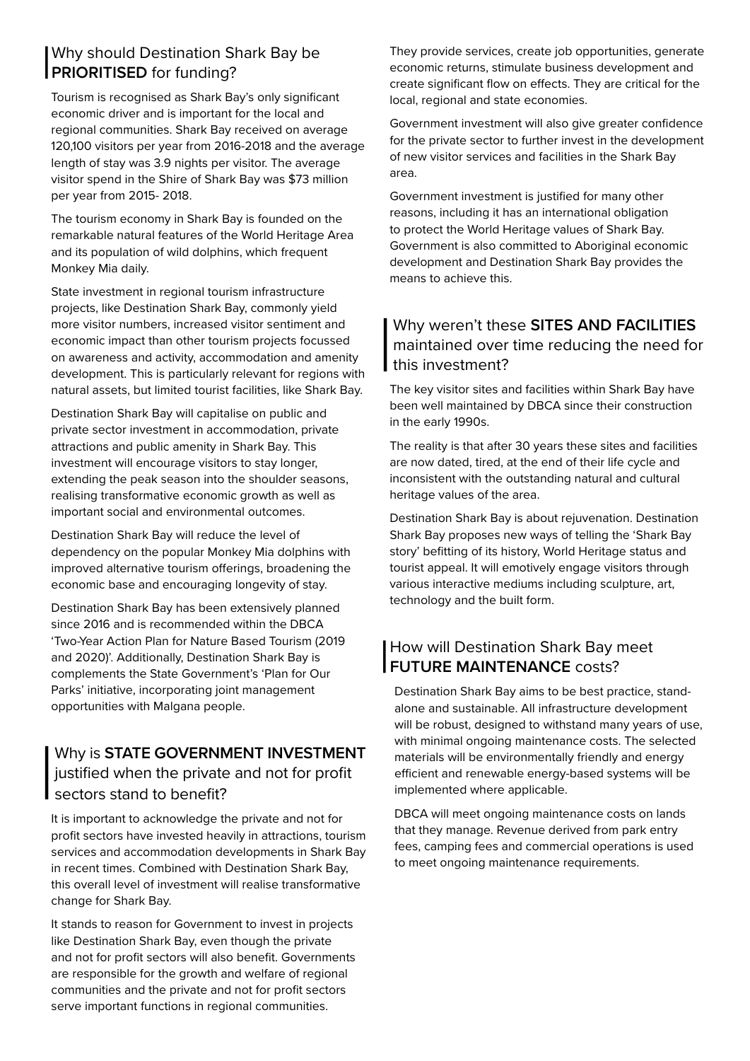## Why should Destination Shark Bay be **PRIORITISED** for funding?

Tourism is recognised as Shark Bay's only significant economic driver and is important for the local and regional communities. Shark Bay received on average 120,100 visitors per year from 2016-2018 and the average length of stay was 3.9 nights per visitor. The average visitor spend in the Shire of Shark Bay was $73 million per year from 2015- 2018.

The tourism economy in Shark Bay is founded on the remarkable natural features of the World Heritage Area and its population of wild dolphins, which frequent Monkey Mia daily.

State investment in regional tourism infrastructure projects, like Destination Shark Bay, commonly yield more visitor numbers, increased visitor sentiment and economic impact than other tourism projects focussed on awareness and activity, accommodation and amenity development. This is particularly relevant for regions with natural assets, but limited tourist facilities, like Shark Bay.

Destination Shark Bay will capitalise on public and private sector investment in accommodation, private attractions and public amenity in Shark Bay. This investment will encourage visitors to stay longer, extending the peak season into the shoulder seasons, realising transformative economic growth as well as important social and environmental outcomes.

Destination Shark Bay will reduce the level of dependency on the popular Monkey Mia dolphins with improved alternative tourism offerings, broadening the economic base and encouraging longevity of stay.

Destination Shark Bay has been extensively planned since 2016 and is recommended within the DBCA 'Two-Year Action Plan for Nature Based Tourism (2019 and 2020)'. Additionally, Destination Shark Bay is complements the State Government's 'Plan for Our Parks' initiative, incorporating joint management opportunities with Malgana people.

## Why is **STATE GOVERNMENT INVESTMENT** justified when the private and not for profit sectors stand to benefit?

It is important to acknowledge the private and not for profit sectors have invested heavily in attractions, tourism services and accommodation developments in Shark Bay in recent times. Combined with Destination Shark Bay, this overall level of investment will realise transformative change for Shark Bay.

It stands to reason for Government to invest in projects like Destination Shark Bay, even though the private and not for profit sectors will also benefit. Governments are responsible for the growth and welfare of regional communities and the private and not for profit sectors serve important functions in regional communities.

They provide services, create job opportunities, generate economic returns, stimulate business development and create significant flow on effects. They are critical for the local, regional and state economies.

Government investment will also give greater confidence for the private sector to further invest in the development of new visitor services and facilities in the Shark Bay area.

Government investment is justified for many other reasons, including it has an international obligation to protect the World Heritage values of Shark Bay. Government is also committed to Aboriginal economic development and Destination Shark Bay provides the means to achieve this.

## Why weren't these **SITES AND FACILITIES** maintained over time reducing the need for this investment?

The key visitor sites and facilities within Shark Bay have been well maintained by DBCA since their construction in the early 1990s.

The reality is that after 30 years these sites and facilities are now dated, tired, at the end of their life cycle and inconsistent with the outstanding natural and cultural heritage values of the area.

Destination Shark Bay is about rejuvenation. Destination Shark Bay proposes new ways of telling the 'Shark Bay story' befitting of its history, World Heritage status and tourist appeal. It will emotively engage visitors through various interactive mediums including sculpture, art, technology and the built form.

## How will Destination Shark Bay meet **FUTURE MAINTENANCE** costs?

Destination Shark Bay aims to be best practice, stand-alone and sustainable. All infrastructure development will be robust, designed to withstand many years of use, with minimal ongoing maintenance costs. The selected materials will be environmentally friendly and energy efficient and renewable energy-based systems will be implemented where applicable.

DBCA will meet ongoing maintenance costs on lands that they manage. Revenue derived from park entry fees, camping fees and commercial operations is used to meet ongoing maintenance requirements.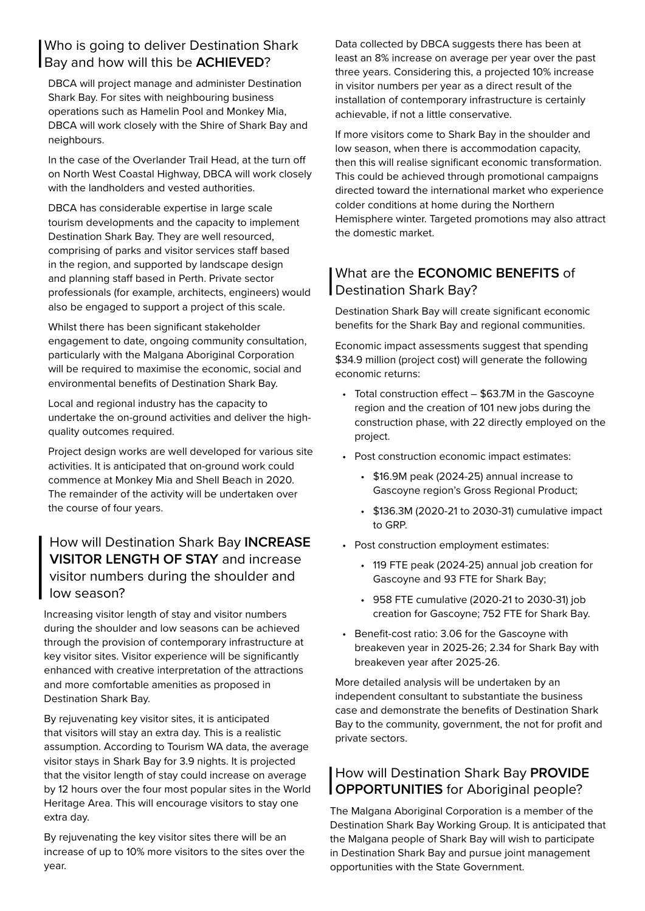## Who is going to deliver Destination Shark Bay and how will this be **ACHIEVED**?

DBCA will project manage and administer Destination Shark Bay. For sites with neighbouring business operations such as Hamelin Pool and Monkey Mia, DBCA will work closely with the Shire of Shark Bay and neighbours.

In the case of the Overlander Trail Head, at the turn off on North West Coastal Highway, DBCA will work closely with the landholders and vested authorities.

DBCA has considerable expertise in large scale tourism developments and the capacity to implement Destination Shark Bay. They are well resourced, comprising of parks and visitor services staff based in the region, and supported by landscape design and planning staff based in Perth. Private sector professionals (for example, architects, engineers) would also be engaged to support a project of this scale.

Whilst there has been significant stakeholder engagement to date, ongoing community consultation, particularly with the Malgana Aboriginal Corporation will be required to maximise the economic, social and environmental benefits of Destination Shark Bay.

Local and regional industry has the capacity to undertake the on-ground activities and deliver the high-quality outcomes required.

Project design works are well developed for various site activities. It is anticipated that on-ground work could commence at Monkey Mia and Shell Beach in 2020. The remainder of the activity will be undertaken over the course of four years.

## How will Destination Shark Bay **INCREASE VISITOR LENGTH OF STAY** and increase visitor numbers during the shoulder and low season?

Increasing visitor length of stay and visitor numbers during the shoulder and low seasons can be achieved through the provision of contemporary infrastructure at key visitor sites. Visitor experience will be significantly enhanced with creative interpretation of the attractions and more comfortable amenities as proposed in Destination Shark Bay.

By rejuvenating key visitor sites, it is anticipated that visitors will stay an extra day. This is a realistic assumption. According to Tourism WA data, the average visitor stays in Shark Bay for 3.9 nights. It is projected that the visitor length of stay could increase on average by 12 hours over the four most popular sites in the World Heritage Area. This will encourage visitors to stay one extra day.

By rejuvenating the key visitor sites there will be an increase of up to 10% more visitors to the sites over the year.

Data collected by DBCA suggests there has been at least an 8% increase on average per year over the past three years. Considering this, a projected 10% increase in visitor numbers per year as a direct result of the installation of contemporary infrastructure is certainly achievable, if not a little conservative.

If more visitors come to Shark Bay in the shoulder and low season, when there is accommodation capacity, then this will realise significant economic transformation. This could be achieved through promotional campaigns directed toward the international market who experience colder conditions at home during the Northern Hemisphere winter. Targeted promotions may also attract the domestic market.

## What are the **ECONOMIC BENEFITS** of Destination Shark Bay?

Destination Shark Bay will create significant economic benefits for the Shark Bay and regional communities.

Economic impact assessments suggest that spending $34.9 million (project cost) will generate the following economic returns:

- Total construction effect – $63.7M in the Gascoyne region and the creation of 101 new jobs during the construction phase, with 22 directly employed on the project.
- Post construction economic impact estimates:
  - $16.9M peak (2024-25) annual increase to Gascoyne region's Gross Regional Product;
  - $136.3M (2020-21 to 2030-31) cumulative impact to GRP.
- Post construction employment estimates:
  - 119 FTE peak (2024-25) annual job creation for Gascoyne and 93 FTE for Shark Bay;
  - 958 FTE cumulative (2020-21 to 2030-31) job creation for Gascoyne; 752 FTE for Shark Bay.
- Benefit-cost ratio: 3.06 for the Gascoyne with breakeven year in 2025-26; 2.34 for Shark Bay with breakeven year after 2025-26.

More detailed analysis will be undertaken by an independent consultant to substantiate the business case and demonstrate the benefits of Destination Shark Bay to the community, government, the not for profit and private sectors.

## How will Destination Shark Bay **PROVIDE OPPORTUNITIES** for Aboriginal people?

The Malgana Aboriginal Corporation is a member of the Destination Shark Bay Working Group. It is anticipated that the Malgana people of Shark Bay will wish to participate in Destination Shark Bay and pursue joint management opportunities with the State Government.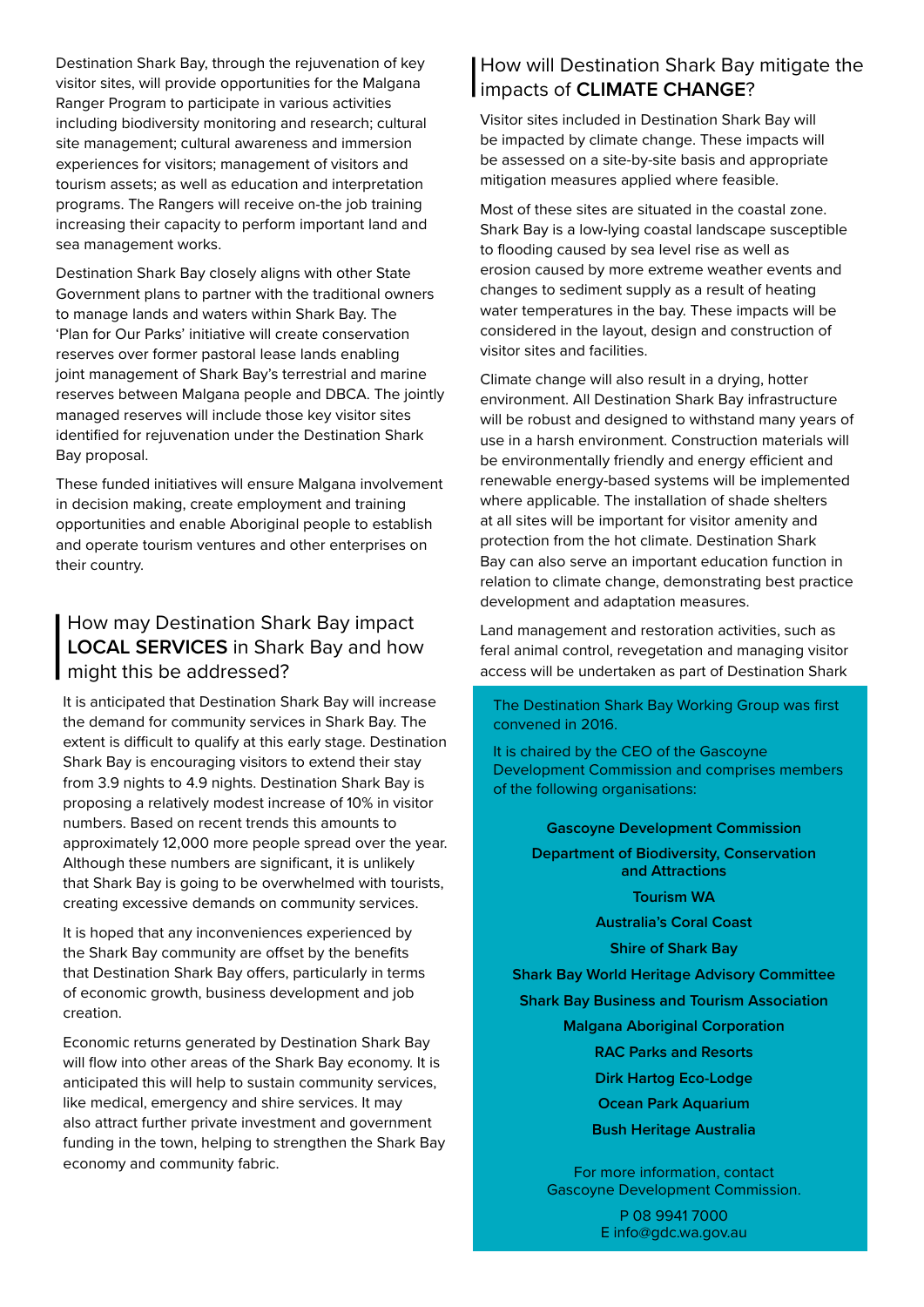Destination Shark Bay, through the rejuvenation of key visitor sites, will provide opportunities for the Malgana Ranger Program to participate in various activities including biodiversity monitoring and research; cultural site management; cultural awareness and immersion experiences for visitors; management of visitors and tourism assets; as well as education and interpretation programs. The Rangers will receive on-the job training increasing their capacity to perform important land and sea management works.

Destination Shark Bay closely aligns with other State Government plans to partner with the traditional owners to manage lands and waters within Shark Bay. The 'Plan for Our Parks' initiative will create conservation reserves over former pastoral lease lands enabling joint management of Shark Bay's terrestrial and marine reserves between Malgana people and DBCA. The jointly managed reserves will include those key visitor sites identified for rejuvenation under the Destination Shark Bay proposal.

These funded initiatives will ensure Malgana involvement in decision making, create employment and training opportunities and enable Aboriginal people to establish and operate tourism ventures and other enterprises on their country.

## How may Destination Shark Bay impact **LOCAL SERVICES** in Shark Bay and how might this be addressed?

It is anticipated that Destination Shark Bay will increase the demand for community services in Shark Bay. The extent is difficult to qualify at this early stage. Destination Shark Bay is encouraging visitors to extend their stay from 3.9 nights to 4.9 nights. Destination Shark Bay is proposing a relatively modest increase of 10% in visitor numbers. Based on recent trends this amounts to approximately 12,000 more people spread over the year. Although these numbers are significant, it is unlikely that Shark Bay is going to be overwhelmed with tourists, creating excessive demands on community services.

It is hoped that any inconveniences experienced by the Shark Bay community are offset by the benefits that Destination Shark Bay offers, particularly in terms of economic growth, business development and job creation.

Economic returns generated by Destination Shark Bay will flow into other areas of the Shark Bay economy. It is anticipated this will help to sustain community services, like medical, emergency and shire services. It may also attract further private investment and government funding in the town, helping to strengthen the Shark Bay economy and community fabric.

## How will Destination Shark Bay mitigate the impacts of **CLIMATE CHANGE**?

Visitor sites included in Destination Shark Bay will be impacted by climate change. These impacts will be assessed on a site-by-site basis and appropriate mitigation measures applied where feasible.

Most of these sites are situated in the coastal zone. Shark Bay is a low-lying coastal landscape susceptible to flooding caused by sea level rise as well as erosion caused by more extreme weather events and changes to sediment supply as a result of heating water temperatures in the bay. These impacts will be considered in the layout, design and construction of visitor sites and facilities.

Climate change will also result in a drying, hotter environment. All Destination Shark Bay infrastructure will be robust and designed to withstand many years of use in a harsh environment. Construction materials will be environmentally friendly and energy efficient and renewable energy-based systems will be implemented where applicable. The installation of shade shelters at all sites will be important for visitor amenity and protection from the hot climate. Destination Shark Bay can also serve an important education function in relation to climate change, demonstrating best practice development and adaptation measures.

Land management and restoration activities, such as feral animal control, revegetation and managing visitor access will be undertaken as part of Destination Shark

The Destination Shark Bay Working Group was first convened in 2016.

It is chaired by the CEO of the Gascoyne Development Commission and comprises members of the following organisations:

**Gascoyne Development Commission**

**Department of Biodiversity, Conservation and Attractions**

**Tourism WA**

**Australia's Coral Coast**

**Shire of Shark Bay**

**Shark Bay World Heritage Advisory Committee**

**Shark Bay Business and Tourism Association**

**Malgana Aboriginal Corporation**

**RAC Parks and Resorts**

**Dirk Hartog Eco-Lodge**

**Ocean Park Aquarium**

**Bush Heritage Australia**

For more information, contact Gascoyne Development Commission.

P 08 9941 7000
E info@gdc.wa.gov.au